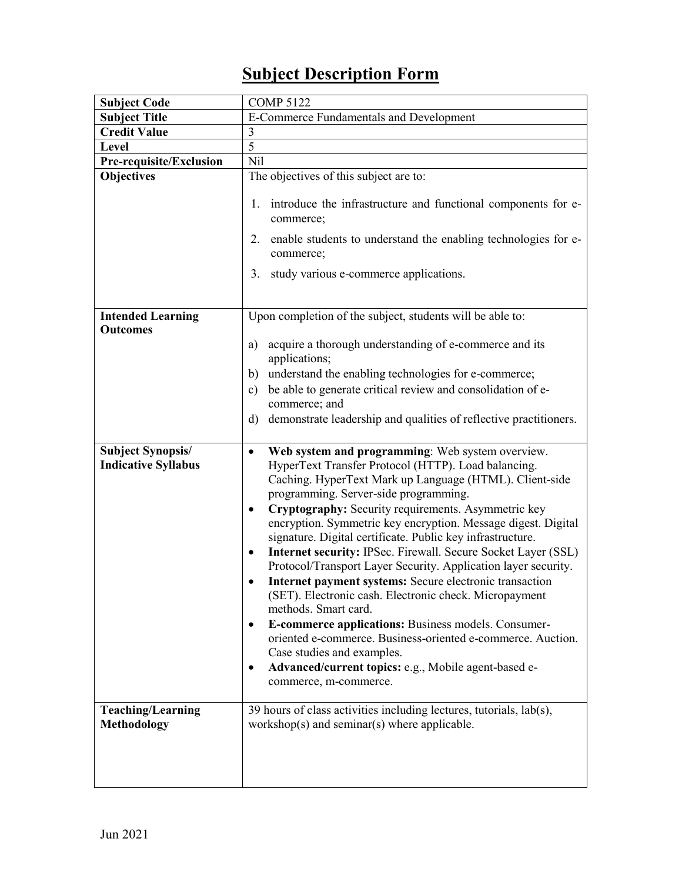# Subject Description Form

| Subject Code | COMP 5122 |
|---|---|
| **Subject Title** | E-Commerce Fundamentals and Development |
| **Credit Value** | 3 |
| **Level** | 5 |
| **Pre-requisite/Exclusion** | Nil |
| **Objectives** | The objectives of this subject are to:<br><br>1. introduce the infrastructure and functional components for e-commerce;<br>2. enable students to understand the enabling technologies for e-commerce;<br>3. study various e-commerce applications. |
| **Intended Learning Outcomes** | Upon completion of the subject, students will be able to:<br><br>a) acquire a thorough understanding of e-commerce and its applications;<br>b) understand the enabling technologies for e-commerce;<br>c) be able to generate critical review and consolidation of e-commerce; and<br>d) demonstrate leadership and qualities of reflective practitioners. |
| **Subject Synopsis/ Indicative Syllabus** | • **Web system and programming**: Web system overview. HyperText Transfer Protocol (HTTP). Load balancing. Caching. HyperText Mark up Language (HTML). Client-side programming. Server-side programming.<br>• **Cryptography:** Security requirements. Asymmetric key encryption. Symmetric key encryption. Message digest. Digital signature. Digital certificate. Public key infrastructure.<br>• **Internet security:** IPSec. Firewall. Secure Socket Layer (SSL) Protocol/Transport Layer Security. Application layer security.<br>• **Internet payment systems:** Secure electronic transaction (SET). Electronic cash. Electronic check. Micropayment methods. Smart card.<br>• **E-commerce applications:** Business models. Consumer-oriented e-commerce. Business-oriented e-commerce. Auction. Case studies and examples.<br>• **Advanced/current topics:** e.g., Mobile agent-based e-commerce, m-commerce. |
| **Teaching/Learning Methodology** | 39 hours of class activities including lectures, tutorials, lab(s), workshop(s) and seminar(s) where applicable. |

Jun 2021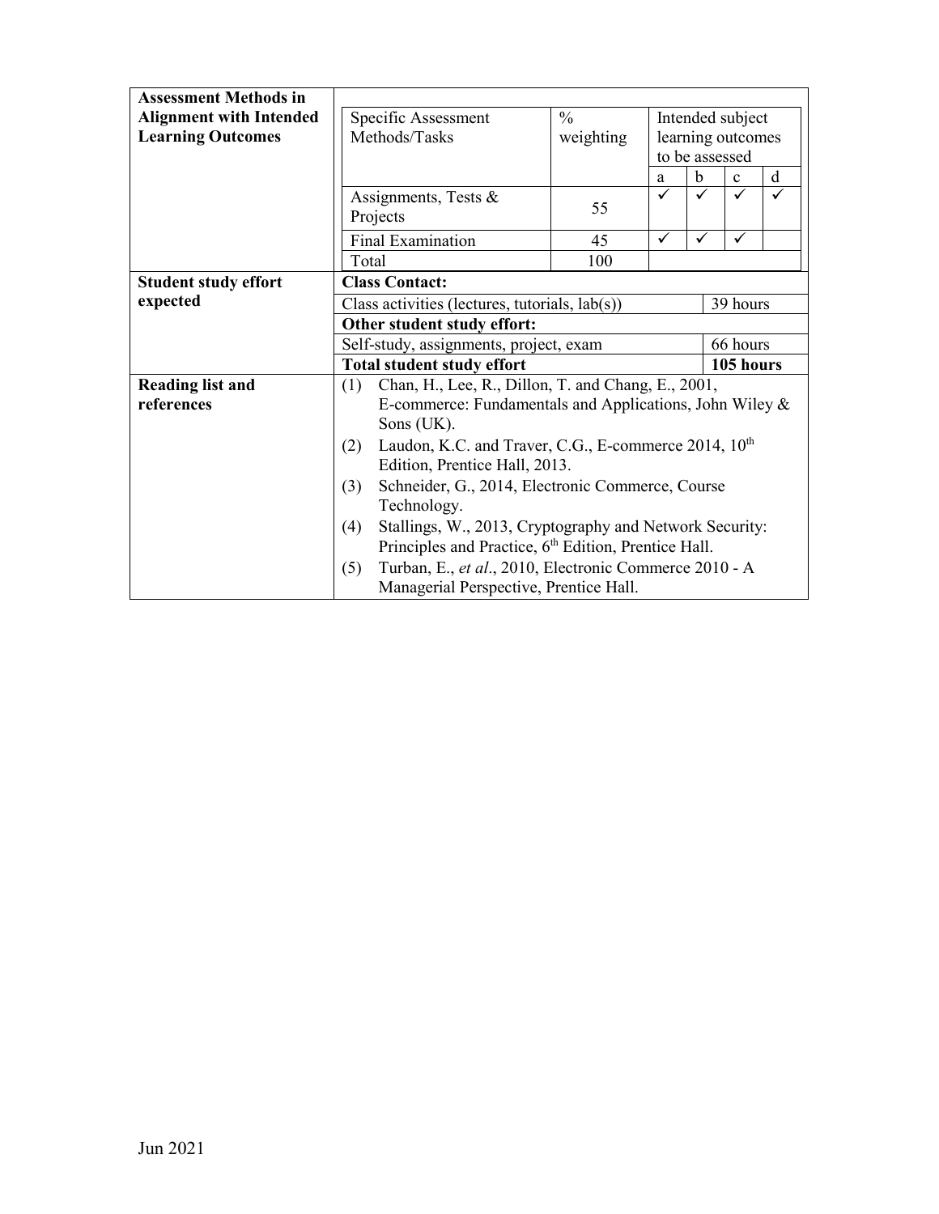| | |
|---|---|
| **Assessment Methods in Alignment with Intended Learning Outcomes** | (see table below) |
| **Student study effort expected** | (see table below) |
| **Reading list and references** | (1) Chan, H., Lee, R., Dillon, T. and Chang, E., 2001, E-commerce: Fundamentals and Applications, John Wiley & Sons (UK).<br>(2) Laudon, K.C. and Traver, C.G., E-commerce 2014, 10th Edition, Prentice Hall, 2013.<br>(3) Schneider, G., 2014, Electronic Commerce, Course Technology.<br>(4) Stallings, W., 2013, Cryptography and Network Security: Principles and Practice, 6th Edition, Prentice Hall.<br>(5) Turban, E., *et al*., 2010, Electronic Commerce 2010 - A Managerial Perspective, Prentice Hall. |

**Assessment Methods in Alignment with Intended Learning Outcomes**

| Specific Assessment Methods/Tasks | % weighting | Intended subject learning outcomes to be assessed | | | |
|---|---|---|---|---|---|
| | | a | b | c | d |
| Assignments, Tests & Projects | 55 | ✓ | ✓ | ✓ | ✓ |
| Final Examination | 45 | ✓ | ✓ | ✓ | |
| Total | 100 | | | | |

**Student study effort expected**

| | |
|---|---|
| **Class Contact:** | |
| Class activities (lectures, tutorials, lab(s)) | 39 hours |
| **Other student study effort:** | |
| Self-study, assignments, project, exam | 66 hours |
| **Total student study effort** | **105 hours** |

Jun 2021